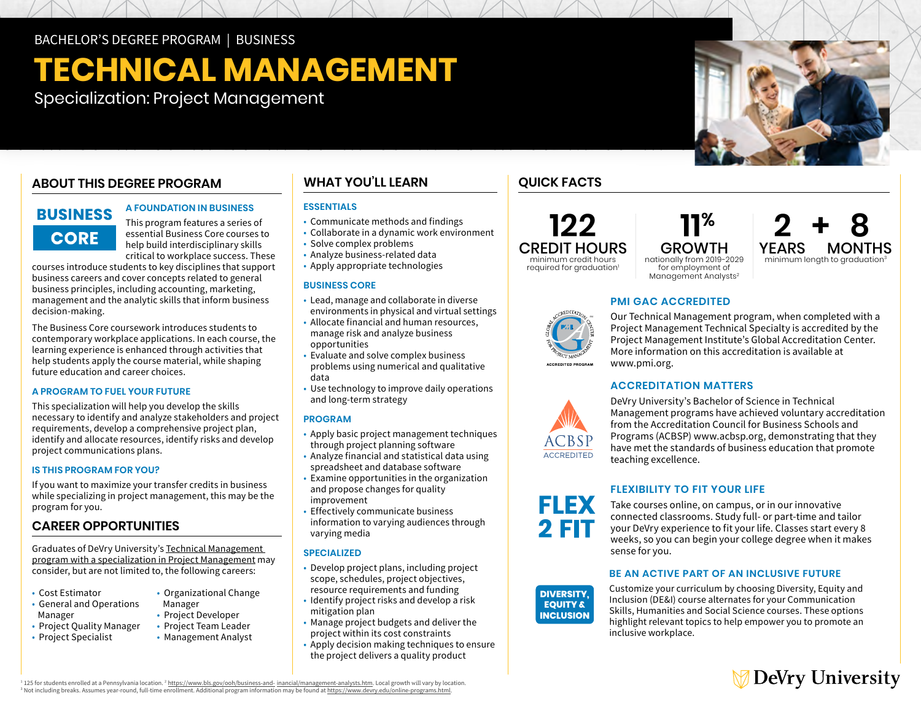BACHELOR'S DEGREE PROGRAM | BUSINESS

# TECHNICAL MANAGEMENT

Specialization: Project Management

## ABOUT THIS DEGREE PROGRAM

**BUSINESS CORE**

### A FOUNDATION IN BUSINESS

This program features a series of essential Business Core courses to help build interdisciplinary skills critical to workplace success. These courses introduce students to key disciplines that support business careers and cover concepts related to general business principles, including accounting, marketing, management and the analytic skills that inform business decision-making.

The Business Core coursework introduces students to contemporary workplace applications. In each course, the learning experience is enhanced through activities that help students apply the course material, while shaping future education and career choices.

### A PROGRAM TO FUEL YOUR FUTURE

This specialization will help you develop the skills necessary to identify and analyze stakeholders and project requirements, develop a comprehensive project plan, identify and allocate resources, identify risks and develop project communications plans.

### IS THIS PROGRAM FOR YOU?

If you want to maximize your transfer credits in business while specializing in project management, this may be the program for you.

## CAREER OPPORTUNITIES

Graduates of DeVry University's Technical Management program with a specialization in Project Management may consider, but are not limited to, the following careers:

- Cost Estimator
- General and Operations Manager
- Project Quality Manager
- Project Specialist
- Organizational Change Manager
- Project Developer
- Project Team Leader
- Management Analyst

## WHAT YOU'LL LEARN

### ESSENTIALS

- Communicate methods and findings
- Collaborate in a dynamic work environment
- Solve complex problems
- Analyze business-related data
- Apply appropriate technologies

### BUSINESS CORE

- Lead, manage and collaborate in diverse environments in physical and virtual settings
- Allocate financial and human resources, manage risk and analyze business opportunities
- Evaluate and solve complex business problems using numerical and qualitative data
- Use technology to improve daily operations and long-term strategy

### PROGRAM

- Apply basic project management techniques through project planning software
- Analyze financial and statistical data using spreadsheet and database software
- Examine opportunities in the organization and propose changes for quality improvement
- Effectively communicate business information to varying audiences through varying media

### SPECIALIZED

- Develop project plans, including project scope, schedules, project objectives, resource requirements and funding
- Identify project risks and develop a risk mitigation plan
- Manage project budgets and deliver the project within its cost constraints
- Apply decision making techniques to ensure the project delivers a quality product

## QUICK FACTS

**122 CREDIT HOURS** minimum credit hours required for graduation[1]

**11% GROWTH** nationally from 2019-2029 for employment of Management Analysts[2]

**2 YEARS + 8 MONTHS** minimum length to graduation[3]

### PMI GAC ACCREDITED

Our Technical Management program, when completed with a Project Management Technical Specialty is accredited by the Project Management Institute's Global Accreditation Center. More information on this accreditation is available at www.pmi.org.

### ACCREDITATION MATTERS

DeVry University's Bachelor of Science in Technical Management programs have achieved voluntary accreditation from the Accreditation Council for Business Schools and Programs (ACBSP) www.acbsp.org, demonstrating that they have met the standards of business education that promote teaching excellence.

### FLEXIBILITY TO FIT YOUR LIFE

**FLEX 2 FIT**

Take courses online, on campus, or in our innovative connected classrooms. Study full- or part-time and tailor your DeVry experience to fit your life. Classes start every 8 weeks, so you can begin your college degree when it makes sense for you.

### BE AN ACTIVE PART OF AN INCLUSIVE FUTURE

**DIVERSITY, EQUITY & INCLUSION**

Customize your curriculum by choosing Diversity, Equity and Inclusion (DE&I) course alternates for your Communication Skills, Humanities and Social Science courses. These options highlight relevant topics to help empower you to promote an inclusive workplace.

[1] 125 for students enrolled at a Pennsylvania location. [2] https://www.bls.gov/ooh/business-and- inancial/management-analysts.htm. Local growth will vary by location.
[3] Not including breaks. Assumes year-round, full-time enrollment. Additional program information may be found at https://www.devry.edu/online-programs.html.

DeVry University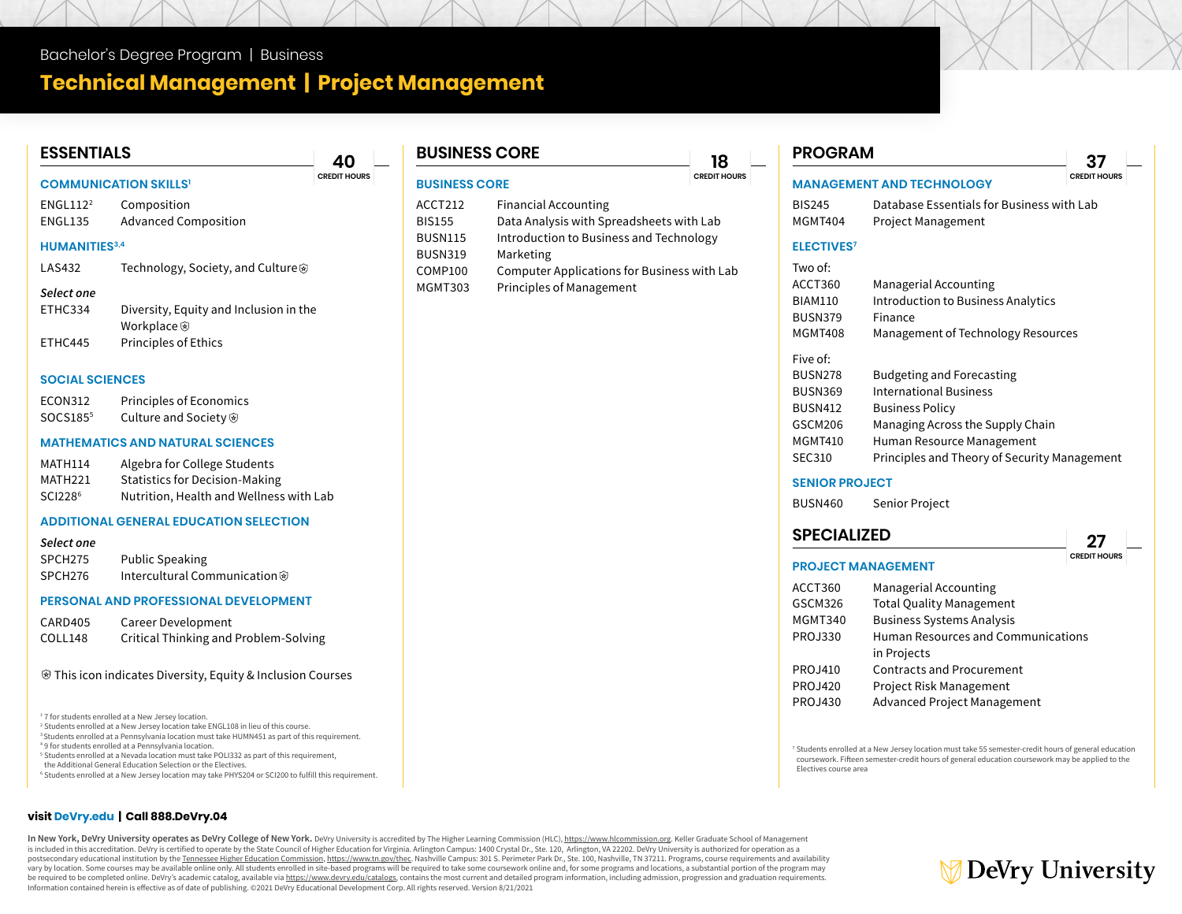Bachelor's Degree Program | Business

# Technical Management | Project Management

## ESSENTIALS

**40** CREDIT HOURS

### COMMUNICATION SKILLS[1]

| | |
|---|---|
| ENGL112[2] | Composition |
| ENGL135 | Advanced Composition |

### HUMANITIES[3,4]

| | |
|---|---|
| LAS432 | Technology, Society, and Culture ⛨ |

*Select one*

| | |
|---|---|
| ETHC334 | Diversity, Equity and Inclusion in the Workplace ⛨ |
| ETHC445 | Principles of Ethics |

### SOCIAL SCIENCES

| | |
|---|---|
| ECON312 | Principles of Economics |
| SOCS185[5] | Culture and Society ⛨ |

### MATHEMATICS AND NATURAL SCIENCES

| | |
|---|---|
| MATH114 | Algebra for College Students |
| MATH221 | Statistics for Decision-Making |
| SCI228[6] | Nutrition, Health and Wellness with Lab |

### ADDITIONAL GENERAL EDUCATION SELECTION

*Select one*

| | |
|---|---|
| SPCH275 | Public Speaking |
| SPCH276 | Intercultural Communication ⛨ |

### PERSONAL AND PROFESSIONAL DEVELOPMENT

| | |
|---|---|
| CARD405 | Career Development |
| COLL148 | Critical Thinking and Problem-Solving |

⛨ This icon indicates Diversity, Equity & Inclusion Courses

[1] 7 for students enrolled at a New Jersey location.
[2] Students enrolled at a New Jersey location take ENGL108 in lieu of this course.
[3] Students enrolled at a Pennsylvania location must take HUMN451 as part of this requirement.
[4] 9 for students enrolled at a Pennsylvania location.
[5] Students enrolled at a Nevada location must take POLI332 as part of this requirement, the Additional General Education Selection or the Electives.
[6] Students enrolled at a New Jersey location may take PHYS204 or SCI200 to fulfill this requirement.

## BUSINESS CORE

**18** CREDIT HOURS

### BUSINESS CORE

| | |
|---|---|
| ACCT212 | Financial Accounting |
| BIS155 | Data Analysis with Spreadsheets with Lab |
| BUSN115 | Introduction to Business and Technology |
| BUSN319 | Marketing |
| COMP100 | Computer Applications for Business with Lab |
| MGMT303 | Principles of Management |

## PROGRAM

**37** CREDIT HOURS

### MANAGEMENT AND TECHNOLOGY

| | |
|---|---|
| BIS245 | Database Essentials for Business with Lab |
| MGMT404 | Project Management |

### ELECTIVES[7]

Two of:

| | |
|---|---|
| ACCT360 | Managerial Accounting |
| BIAM110 | Introduction to Business Analytics |
| BUSN379 | Finance |
| MGMT408 | Management of Technology Resources |

Five of:

| | |
|---|---|
| BUSN278 | Budgeting and Forecasting |
| BUSN369 | International Business |
| BUSN412 | Business Policy |
| GSCM206 | Managing Across the Supply Chain |
| MGMT410 | Human Resource Management |
| SEC310 | Principles and Theory of Security Management |

### SENIOR PROJECT

| | |
|---|---|
| BUSN460 | Senior Project |

## SPECIALIZED

**27** CREDIT HOURS

### PROJECT MANAGEMENT

| | |
|---|---|
| ACCT360 | Managerial Accounting |
| GSCM326 | Total Quality Management |
| MGMT340 | Business Systems Analysis |
| PROJ330 | Human Resources and Communications in Projects |
| PROJ410 | Contracts and Procurement |
| PROJ420 | Project Risk Management |
| PROJ430 | Advanced Project Management |

[7] Students enrolled at a New Jersey location must take 55 semester-credit hours of general education coursework. Fifteen semester-credit hours of general education coursework may be applied to the Electives course area

**visit DeVry.edu | Call 888.DeVry.04**

**In New York, DeVry University operates as DeVry College of New York.** DeVry University is accredited by The Higher Learning Commission (HLC), https://www.hlcommission.org. Keller Graduate School of Management is included in this accreditation. DeVry is certified to operate by the State Council of Higher Education for Virginia. Arlington Campus: 1400 Crystal Dr., Ste. 120, Arlington, VA 22202. DeVry University is authorized for operation as a postsecondary educational institution by the Tennessee Higher Education Commission, https://www.tn.gov/thec. Nashville Campus: 301 S. Perimeter Park Dr., Ste. 100, Nashville, TN 37211. Programs, course requirements and availability vary by location. Some courses may be available online only. All students enrolled in site-based programs will be required to take some coursework online and, for some programs and locations, a substantial portion of the program may be required to be completed online. DeVry's academic catalog, available via https://www.devry.edu/catalogs, contains the most current and detailed program information, including admission, progression and graduation requirements. Information contained herein is effective as of date of publishing. ©2021 DeVry Educational Development Corp. All rights reserved. Version 8/21/2021

DeVry University